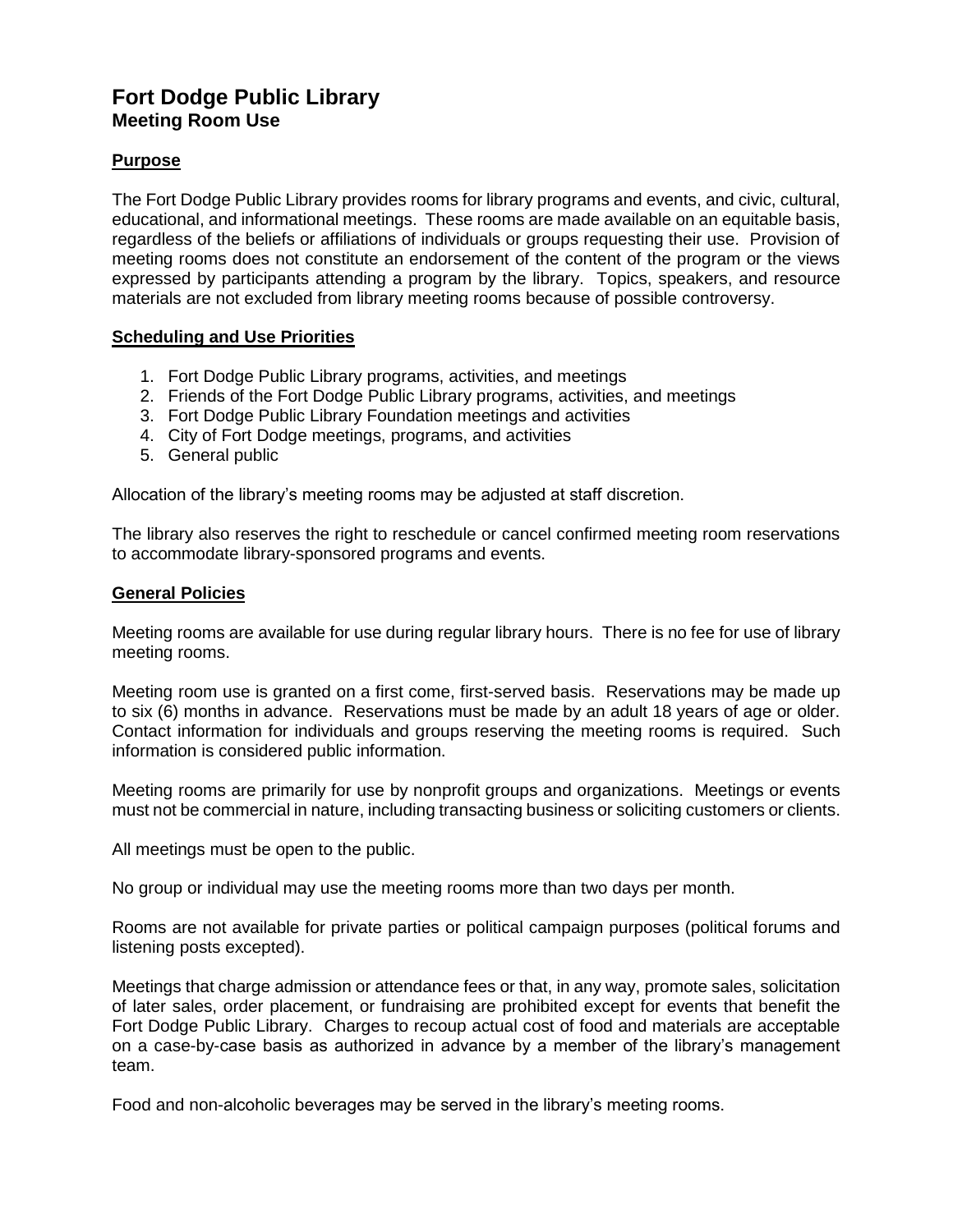# Fort Dodge Public Library
## Meeting Room Use

### Purpose

The Fort Dodge Public Library provides rooms for library programs and events, and civic, cultural, educational, and informational meetings. These rooms are made available on an equitable basis, regardless of the beliefs or affiliations of individuals or groups requesting their use. Provision of meeting rooms does not constitute an endorsement of the content of the program or the views expressed by participants attending a program by the library. Topics, speakers, and resource materials are not excluded from library meeting rooms because of possible controversy.

### Scheduling and Use Priorities

1. Fort Dodge Public Library programs, activities, and meetings
2. Friends of the Fort Dodge Public Library programs, activities, and meetings
3. Fort Dodge Public Library Foundation meetings and activities
4. City of Fort Dodge meetings, programs, and activities
5. General public

Allocation of the library's meeting rooms may be adjusted at staff discretion.

The library also reserves the right to reschedule or cancel confirmed meeting room reservations to accommodate library-sponsored programs and events.

### General Policies

Meeting rooms are available for use during regular library hours. There is no fee for use of library meeting rooms.

Meeting room use is granted on a first come, first-served basis. Reservations may be made up to six (6) months in advance. Reservations must be made by an adult 18 years of age or older. Contact information for individuals and groups reserving the meeting rooms is required. Such information is considered public information.

Meeting rooms are primarily for use by nonprofit groups and organizations. Meetings or events must not be commercial in nature, including transacting business or soliciting customers or clients.

All meetings must be open to the public.

No group or individual may use the meeting rooms more than two days per month.

Rooms are not available for private parties or political campaign purposes (political forums and listening posts excepted).

Meetings that charge admission or attendance fees or that, in any way, promote sales, solicitation of later sales, order placement, or fundraising are prohibited except for events that benefit the Fort Dodge Public Library. Charges to recoup actual cost of food and materials are acceptable on a case-by-case basis as authorized in advance by a member of the library's management team.

Food and non-alcoholic beverages may be served in the library's meeting rooms.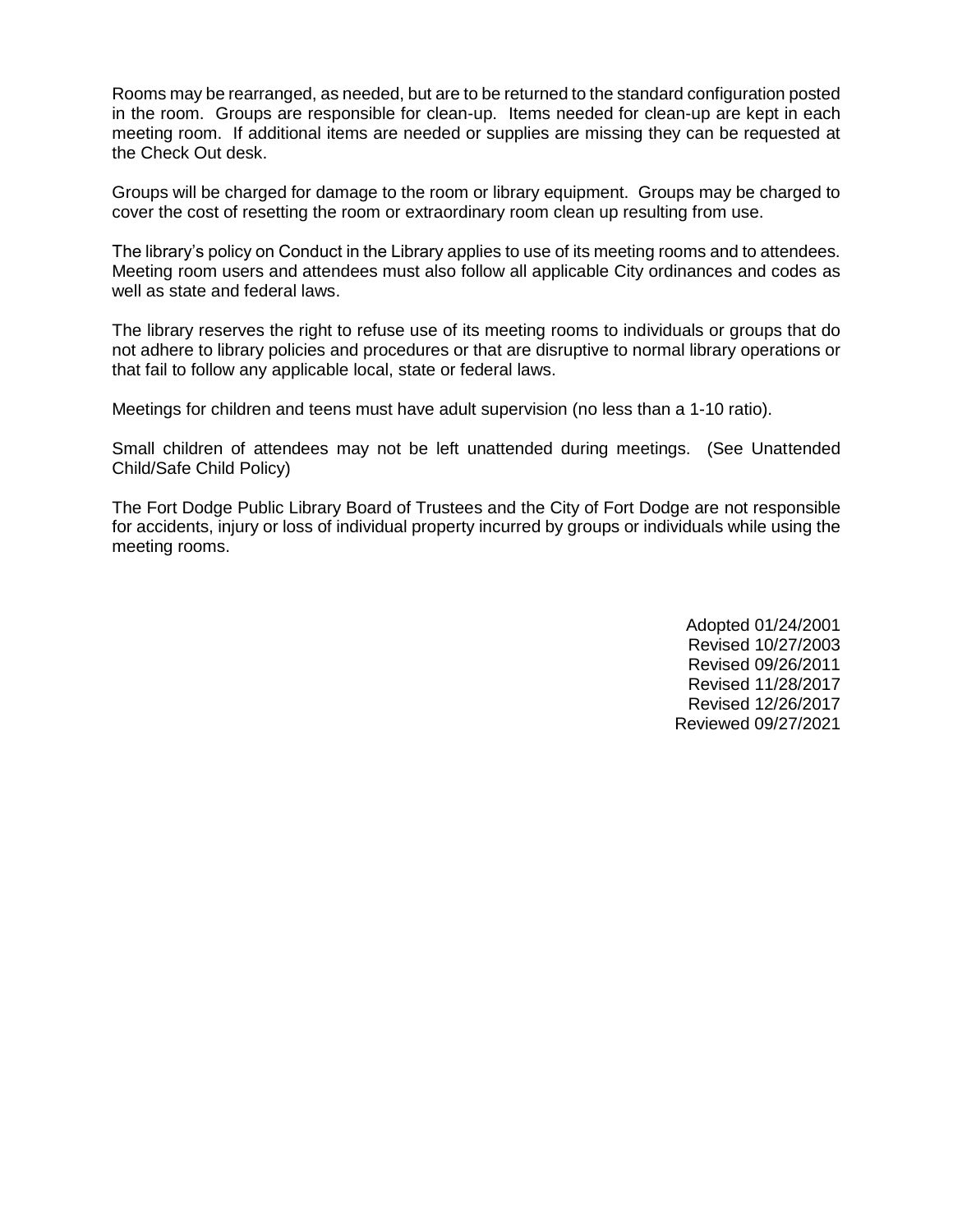Rooms may be rearranged, as needed, but are to be returned to the standard configuration posted in the room. Groups are responsible for clean-up. Items needed for clean-up are kept in each meeting room. If additional items are needed or supplies are missing they can be requested at the Check Out desk.

Groups will be charged for damage to the room or library equipment. Groups may be charged to cover the cost of resetting the room or extraordinary room clean up resulting from use.

The library's policy on Conduct in the Library applies to use of its meeting rooms and to attendees. Meeting room users and attendees must also follow all applicable City ordinances and codes as well as state and federal laws.

The library reserves the right to refuse use of its meeting rooms to individuals or groups that do not adhere to library policies and procedures or that are disruptive to normal library operations or that fail to follow any applicable local, state or federal laws.

Meetings for children and teens must have adult supervision (no less than a 1-10 ratio).

Small children of attendees may not be left unattended during meetings. (See Unattended Child/Safe Child Policy)

The Fort Dodge Public Library Board of Trustees and the City of Fort Dodge are not responsible for accidents, injury or loss of individual property incurred by groups or individuals while using the meeting rooms.

Adopted 01/24/2001
Revised 10/27/2003
Revised 09/26/2011
Revised 11/28/2017
Revised 12/26/2017
Reviewed 09/27/2021